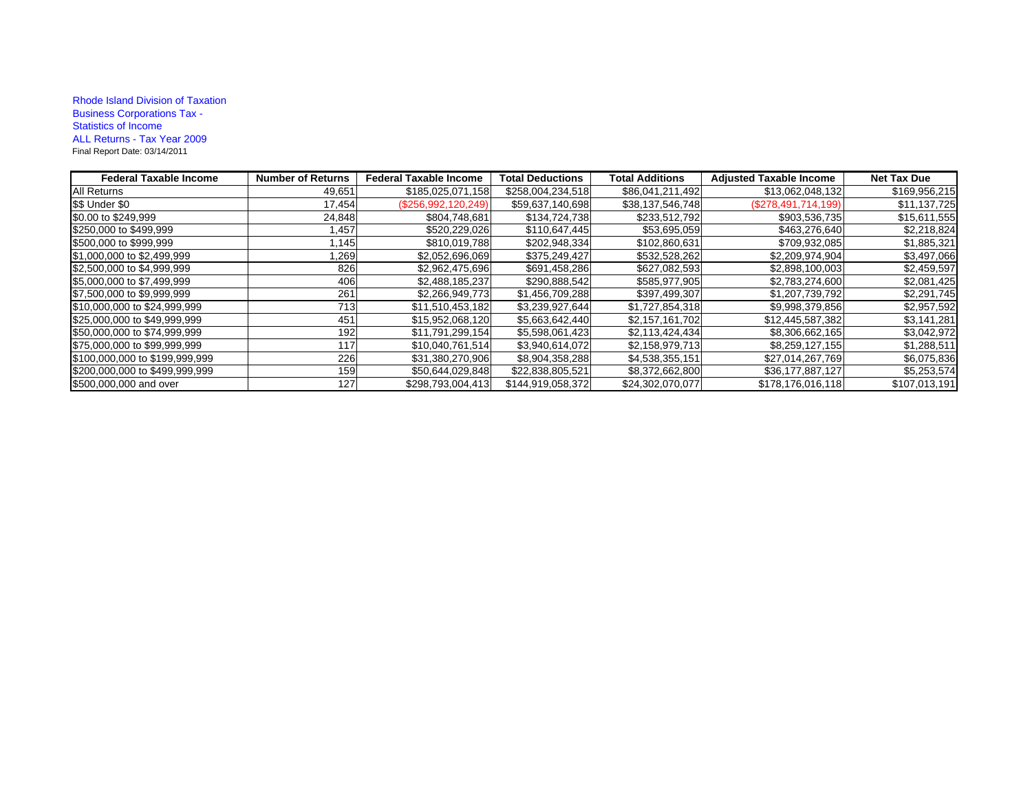Rhode Island Division of Taxation
Business Corporations Tax -
Statistics of Income
ALL Returns - Tax Year 2009
Final Report Date: 03/14/2011

| Federal Taxable Income | Number of Returns | Federal Taxable Income | Total Deductions | Total Additions | Adjusted Taxable Income | Net Tax Due |
|---|---|---|---|---|---|---|
| All Returns | 49,651 | $185,025,071,158 | $258,004,234,518 | $86,041,211,492 | $13,062,048,132 | $169,956,215 |
| $$ Under $0 | 17,454 | ($256,992,120,249) | $59,637,140,698 | $38,137,546,748 | ($278,491,714,199) | $11,137,725 |
| $0.00 to $249,999 | 24,848 | $804,748,681 | $134,724,738 | $233,512,792 | $903,536,735 | $15,611,555 |
| $250,000 to $499,999 | 1,457 | $520,229,026 | $110,647,445 | $53,695,059 | $463,276,640 | $2,218,824 |
| $500,000 to $999,999 | 1,145 | $810,019,788 | $202,948,334 | $102,860,631 | $709,932,085 | $1,885,321 |
| $1,000,000 to $2,499,999 | 1,269 | $2,052,696,069 | $375,249,427 | $532,528,262 | $2,209,974,904 | $3,497,066 |
| $2,500,000 to $4,999,999 | 826 | $2,962,475,696 | $691,458,286 | $627,082,593 | $2,898,100,003 | $2,459,597 |
| $5,000,000 to $7,499,999 | 406 | $2,488,185,237 | $290,888,542 | $585,977,905 | $2,783,274,600 | $2,081,425 |
| $7,500,000 to $9,999,999 | 261 | $2,266,949,773 | $1,456,709,288 | $397,499,307 | $1,207,739,792 | $2,291,745 |
| $10,000,000 to $24,999,999 | 713 | $11,510,453,182 | $3,239,927,644 | $1,727,854,318 | $9,998,379,856 | $2,957,592 |
| $25,000,000 to $49,999,999 | 451 | $15,952,068,120 | $5,663,642,440 | $2,157,161,702 | $12,445,587,382 | $3,141,281 |
| $50,000,000 to $74,999,999 | 192 | $11,791,299,154 | $5,598,061,423 | $2,113,424,434 | $8,306,662,165 | $3,042,972 |
| $75,000,000 to $99,999,999 | 117 | $10,040,761,514 | $3,940,614,072 | $2,158,979,713 | $8,259,127,155 | $1,288,511 |
| $100,000,000 to $199,999,999 | 226 | $31,380,270,906 | $8,904,358,288 | $4,538,355,151 | $27,014,267,769 | $6,075,836 |
| $200,000,000 to $499,999,999 | 159 | $50,644,029,848 | $22,838,805,521 | $8,372,662,800 | $36,177,887,127 | $5,253,574 |
| $500,000,000 and over | 127 | $298,793,004,413 | $144,919,058,372 | $24,302,070,077 | $178,176,016,118 | $107,013,191 |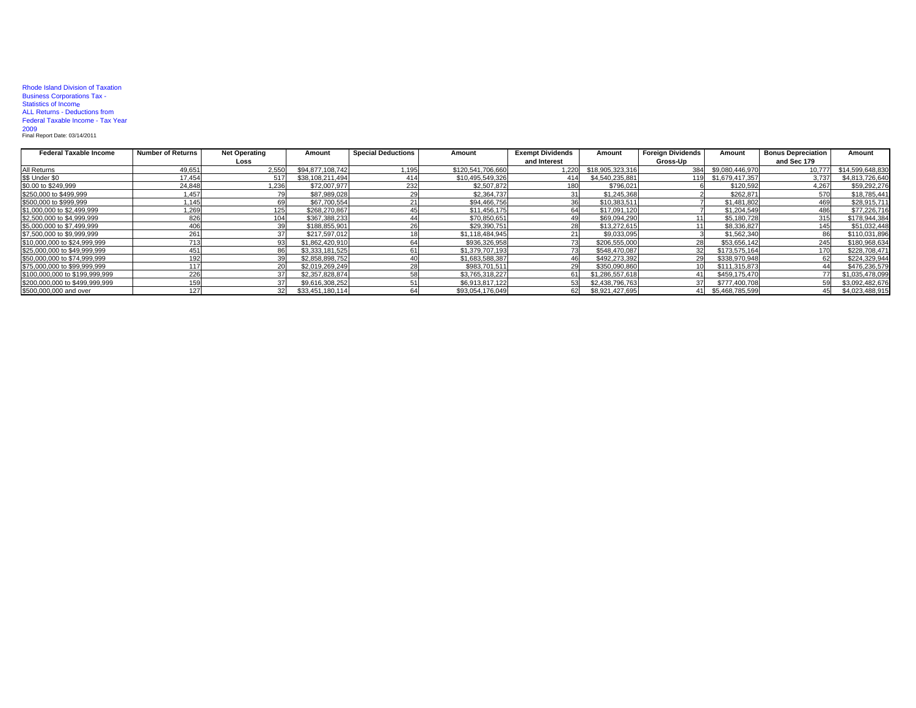Rhode Island Division of Taxation
Business Corporations Tax -
Statistics of Income
ALL Returns - Deductions from
Federal Taxable Income - Tax Year
2009
Final Report Date: 03/14/2011

| Federal Taxable Income | Number of Returns | Net Operating Loss | Amount | Special Deductions | Amount | Exempt Dividends and Interest | Amount | Foreign Dividends Gross-Up | Amount | Bonus Depreciation and Sec 179 | Amount |
|---|---|---|---|---|---|---|---|---|---|---|---|
| All Returns | 49,651 | 2,550 | $94,877,108,742 | 1,195 | $120,541,706,660 | 1,220 | $18,905,323,316 | 384 | $9,080,446,970 | 10,777 | $14,599,648,830 |
| $$ Under $0 | 17,454 | 517 | $38,108,211,494 | 414 | $10,495,549,326 | 414 | $4,540,235,881 | 119 | $1,679,417,357 | 3,737 | $4,813,726,640 |
| $0.00 to $249,999 | 24,848 | 1,236 | $72,007,977 | 232 | $2,507,872 | 180 | $796,021 | 6 | $120,592 | 4,267 | $59,292,276 |
| $250,000 to $499,999 | 1,457 | 79 | $87,989,028 | 29 | $2,364,737 | 31 | $1,245,368 | 2 | $262,871 | 570 | $18,785,441 |
| $500,000 to $999,999 | 1,145 | 69 | $67,700,554 | 21 | $94,466,756 | 36 | $10,383,511 | 7 | $1,481,802 | 469 | $28,915,711 |
| $1,000,000 to $2,499,999 | 1,269 | 125 | $268,270,867 | 45 | $11,456,175 | 64 | $17,091,120 | 7 | $1,204,549 | 486 | $77,226,716 |
| $2,500,000 to $4,999,999 | 826 | 104 | $367,388,233 | 44 | $70,850,651 | 49 | $69,094,290 | 11 | $5,180,728 | 315 | $178,944,384 |
| $5,000,000 to $7,499,999 | 406 | 39 | $188,855,901 | 26 | $29,390,751 | 28 | $13,272,615 | 11 | $8,336,827 | 145 | $51,032,448 |
| $7,500,000 to $9,999,999 | 261 | 37 | $217,597,012 | 18 | $1,118,484,945 | 21 | $9,033,095 | 3 | $1,562,340 | 86 | $110,031,896 |
| $10,000,000 to $24,999,999 | 713 | 93 | $1,862,420,910 | 64 | $936,326,958 | 73 | $206,555,000 | 28 | $53,656,142 | 245 | $180,968,634 |
| $25,000,000 to $49,999,999 | 451 | 86 | $3,333,181,525 | 61 | $1,379,707,193 | 73 | $548,470,087 | 32 | $173,575,164 | 170 | $228,708,471 |
| $50,000,000 to $74,999,999 | 192 | 39 | $2,858,898,752 | 40 | $1,683,588,387 | 46 | $492,273,392 | 29 | $338,970,948 | 62 | $224,329,944 |
| $75,000,000 to $99,999,999 | 117 | 20 | $2,019,269,249 | 28 | $983,701,511 | 29 | $350,090,860 | 10 | $111,315,873 | 44 | $476,236,579 |
| $100,000,000 to $199,999,999 | 226 | 37 | $2,357,828,874 | 58 | $3,765,318,227 | 61 | $1,286,557,618 | 41 | $459,175,470 | 77 | $1,035,478,099 |
| $200,000,000 to $499,999,999 | 159 | 37 | $9,616,308,252 | 51 | $6,913,817,122 | 53 | $2,438,796,763 | 37 | $777,400,708 | 59 | $3,092,482,676 |
| $500,000,000 and over | 127 | 32 | $33,451,180,114 | 64 | $93,054,176,049 | 62 | $8,921,427,695 | 41 | $5,468,785,599 | 45 | $4,023,488,915 |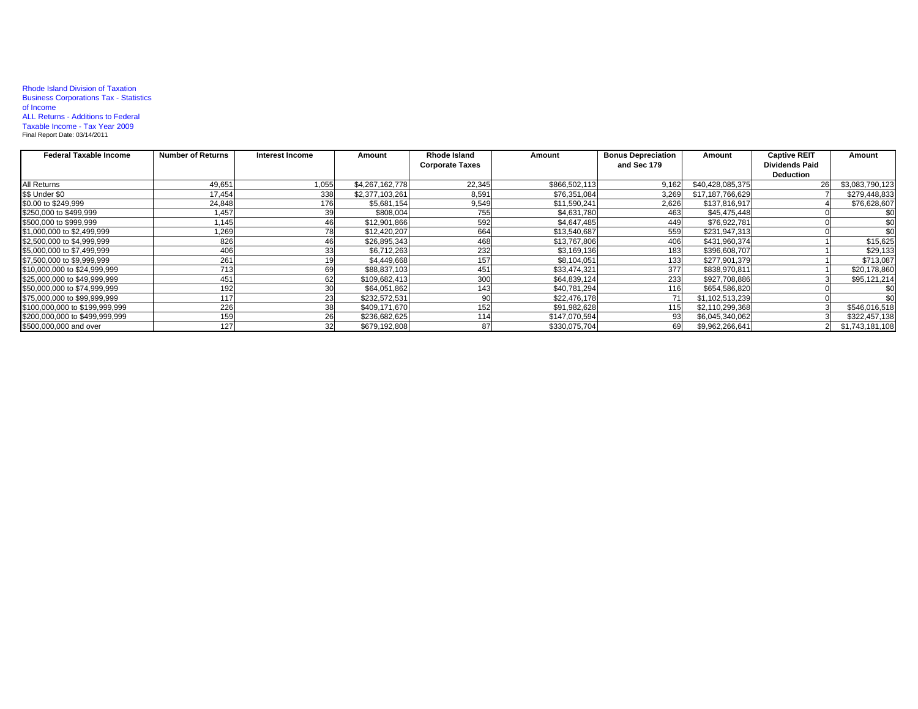Rhode Island Division of Taxation
Business Corporations Tax - Statistics of Income
ALL Returns - Additions to Federal Taxable Income - Tax Year 2009
Final Report Date: 03/14/2011

| Federal Taxable Income | Number of Returns | Interest Income | Amount | Rhode Island Corporate Taxes | Amount | Bonus Depreciation and Sec 179 | Amount | Captive REIT Dividends Paid Deduction | Amount |
|---|---|---|---|---|---|---|---|---|---|
| All Returns | 49,651 | 1,055 | $4,267,162,778 | 22,345 | $866,502,113 | 9,162 | $40,428,085,375 | 26 | $3,083,790,123 |
| $$ Under $0 | 17,454 | 338 | $2,377,103,261 | 8,591 | $76,351,084 | 3,269 | $17,187,766,629 | 7 | $279,448,833 |
| $0.00 to $249,999 | 24,848 | 176 | $5,681,154 | 9,549 | $11,590,241 | 2,626 | $137,816,917 | 4 | $76,628,607 |
| $250,000 to $499,999 | 1,457 | 39 | $808,004 | 755 | $4,631,780 | 463 | $45,475,448 | 0 | $0 |
| $500,000 to $999,999 | 1,145 | 46 | $12,901,866 | 592 | $4,647,485 | 449 | $76,922,781 | 0 | $0 |
| $1,000,000 to $2,499,999 | 1,269 | 78 | $12,420,207 | 664 | $13,540,687 | 559 | $231,947,313 | 0 | $0 |
| $2,500,000 to $4,999,999 | 826 | 46 | $26,895,343 | 468 | $13,767,806 | 406 | $431,960,374 | 1 | $15,625 |
| $5,000,000 to $7,499,999 | 406 | 33 | $6,712,263 | 232 | $3,169,136 | 183 | $396,608,707 | 1 | $29,133 |
| $7,500,000 to $9,999,999 | 261 | 19 | $4,449,668 | 157 | $8,104,051 | 133 | $277,901,379 | 1 | $713,087 |
| $10,000,000 to $24,999,999 | 713 | 69 | $88,837,103 | 451 | $33,474,321 | 377 | $838,970,811 | 1 | $20,178,860 |
| $25,000,000 to $49,999,999 | 451 | 62 | $109,682,413 | 300 | $64,839,124 | 233 | $927,708,886 | 3 | $95,121,214 |
| $50,000,000 to $74,999,999 | 192 | 30 | $64,051,862 | 143 | $40,781,294 | 116 | $654,586,820 | 0 | $0 |
| $75,000,000 to $99,999,999 | 117 | 23 | $232,572,531 | 90 | $22,476,178 | 71 | $1,102,513,239 | 0 | $0 |
| $100,000,000 to $199,999,999 | 226 | 38 | $409,171,670 | 152 | $91,982,628 | 115 | $2,110,299,368 | 3 | $546,016,518 |
| $200,000,000 to $499,999,999 | 159 | 26 | $236,682,625 | 114 | $147,070,594 | 93 | $6,045,340,062 | 3 | $322,457,138 |
| $500,000,000 and over | 127 | 32 | $679,192,808 | 87 | $330,075,704 | 69 | $9,962,266,641 | 2 | $1,743,181,108 |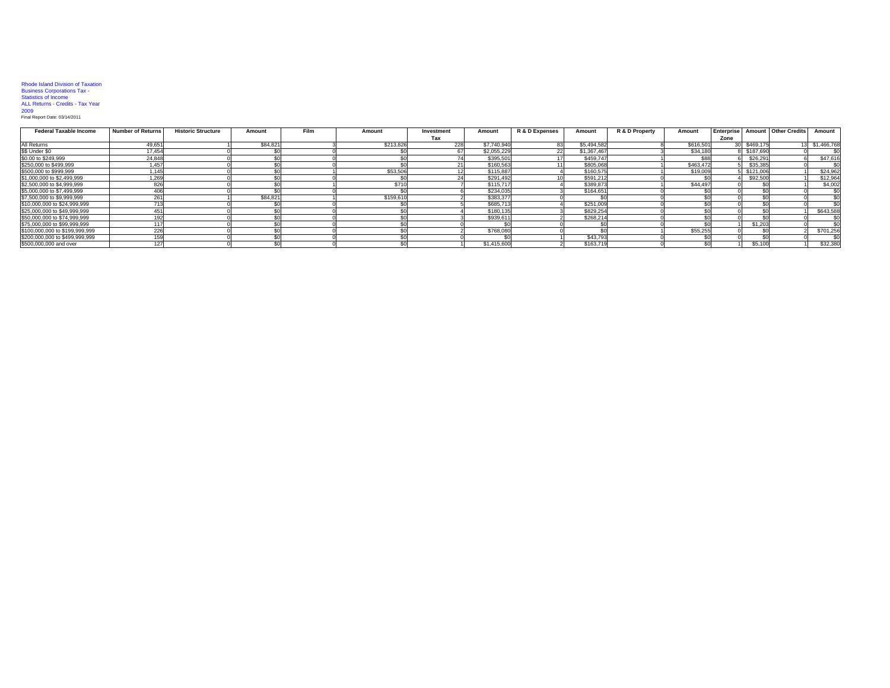Rhode Island Division of Taxation
Business Corporations Tax -
Statistics of Income
ALL Returns - Credits - Tax Year
2009
Final Report Date: 03/14/2011

| Federal Taxable Income | Number of Returns | Historic Structure | Amount | Film | Amount | Investment Tax | Amount | R & D Expenses | Amount | R & D Property | Amount | Enterprise Zone | Amount | Other Credits | Amount |
|---|---|---|---|---|---|---|---|---|---|---|---|---|---|---|---|
| All Returns | 49,651 | 1 | $84,821 | 3 | $213,826 | 228 | $7,740,940 | 83 | $5,494,582 | 8 | $616,501 | 30 | $469,175 | 13 | $1,466,768 |
| $$ Under $0 | 17,454 | 0 | $0 | 0 | $0 | 67 | $2,055,229 | 22 | $1,367,467 | 3 | $34,180 | 8 | $187,690 | 0 | $0 |
| $0.00 to $249,999 | 24,848 | 0 | $0 | 0 | $0 | 74 | $395,501 | 17 | $459,747 | 1 | $88 | 6 | $26,291 | 6 | $47,616 |
| $250,000 to $499,999 | 1,457 | 0 | $0 | 0 | $0 | 21 | $160,563 | 11 | $805,068 | 1 | $463,472 | 5 | $35,385 | 0 | $0 |
| $500,000 to $999,999 | 1,145 | 0 | $0 | 1 | $53,506 | 12 | $115,887 | 4 | $160,575 | 1 | $19,009 | 5 | $121,006 | 1 | $24,962 |
| $1,000,000 to $2,499,999 | 1,269 | 0 | $0 | 0 | $0 | 24 | $291,492 | 10 | $591,212 | 0 | $0 | 4 | $92,500 | 1 | $12,964 |
| $2,500,000 to $4,999,999 | 826 | 0 | $0 | 1 | $710 | 7 | $115,717 | 4 | $389,873 | 1 | $44,497 | 0 | $0 | 1 | $4,002 |
| $5,000,000 to $7,499,999 | 406 | 0 | $0 | 0 | $0 | 6 | $234,035 | 3 | $164,651 | 0 | $0 | 0 | $0 | 0 | $0 |
| $7,500,000 to $9,999,999 | 261 | 1 | $84,821 | 1 | $159,610 | 2 | $383,377 | 0 | $0 | 0 | $0 | 0 | $0 | 0 | $0 |
| $10,000,000 to $24,999,999 | 713 | 0 | $0 | 0 | $0 | 5 | $685,713 | 4 | $251,009 | 0 | $0 | 0 | $0 | 0 | $0 |
| $25,000,000 to $49,999,999 | 451 | 0 | $0 | 0 | $0 | 4 | $180,135 | 3 | $829,254 | 0 | $0 | 0 | $0 | 1 | $643,588 |
| $50,000,000 to $74,999,999 | 192 | 0 | $0 | 0 | $0 | 3 | $939,611 | 2 | $268,214 | 0 | $0 | 0 | $0 | 0 | $0 |
| $75,000,000 to $99,999,999 | 117 | 0 | $0 | 0 | $0 | 0 | $0 | 0 | $0 | 0 | $0 | 1 | $1,203 | 0 | $0 |
| $100,000,000 to $199,999,999 | 226 | 0 | $0 | 0 | $0 | 2 | $768,080 | 0 | $0 | 1 | $55,255 | 0 | $0 | 2 | $701,256 |
| $200,000,000 to $499,999,999 | 159 | 0 | $0 | 0 | $0 | 0 | $0 | 1 | $43,793 | 0 | $0 | 0 | $0 | 0 | $0 |
| $500,000,000 and over | 127 | 0 | $0 | 0 | $0 | 1 | $1,415,600 | 2 | $163,719 | 0 | $0 | 1 | $5,100 | 1 | $32,380 |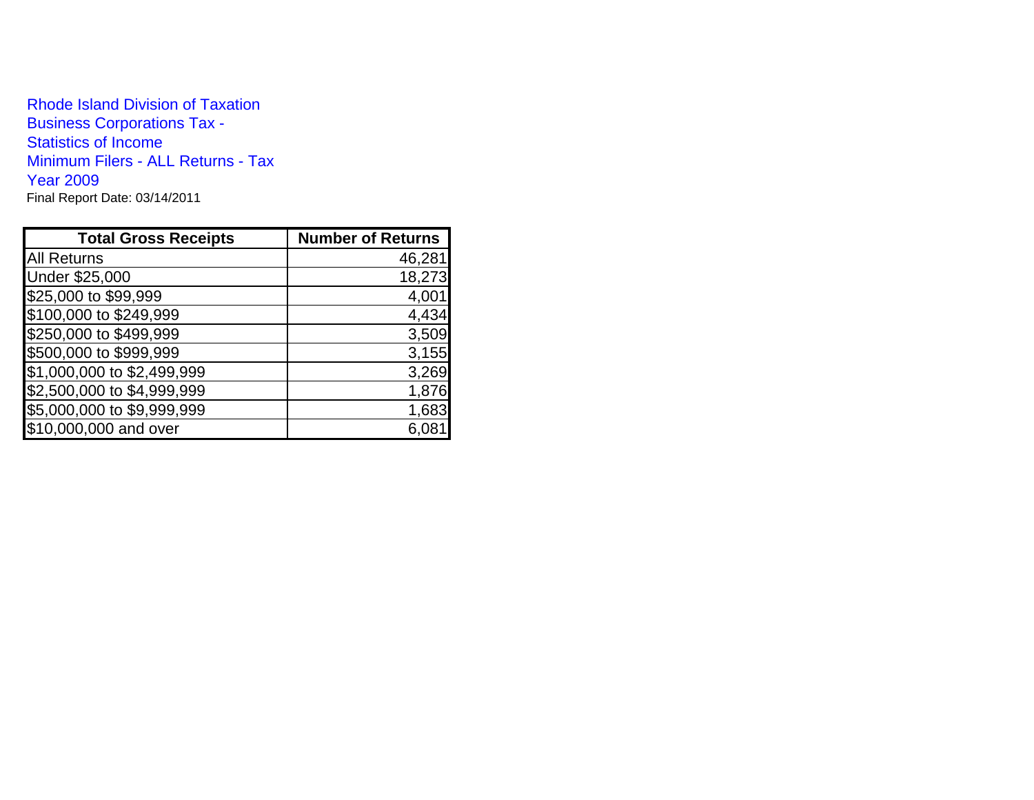Rhode Island Division of Taxation
Business Corporations Tax -
Statistics of Income
Minimum Filers - ALL Returns - Tax Year 2009
Final Report Date: 03/14/2011

| Total Gross Receipts | Number of Returns |
|---|---:|
| All Returns | 46,281 |
| Under $25,000 | 18,273 |
| $25,000 to $99,999 | 4,001 |
| $100,000 to $249,999 | 4,434 |
| $250,000 to $499,999 | 3,509 |
| $500,000 to $999,999 | 3,155 |
| $1,000,000 to $2,499,999 | 3,269 |
| $2,500,000 to $4,999,999 | 1,876 |
| $5,000,000 to $9,999,999 | 1,683 |
| $10,000,000 and over | 6,081 |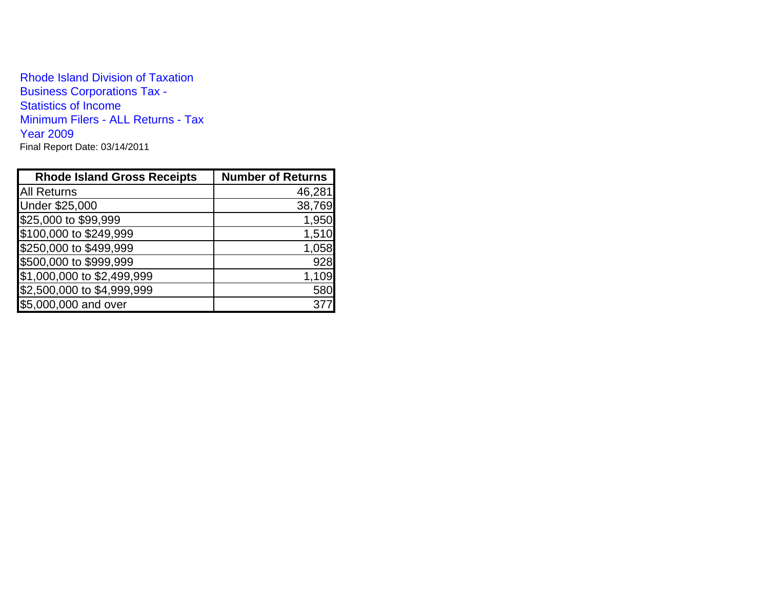Rhode Island Division of Taxation
Business Corporations Tax -
Statistics of Income
Minimum Filers - ALL Returns - Tax
Year 2009
Final Report Date: 03/14/2011

| Rhode Island Gross Receipts | Number of Returns |
|---|---|
| All Returns | 46,281 |
| Under $25,000 | 38,769 |
| $25,000 to $99,999 | 1,950 |
| $100,000 to $249,999 | 1,510 |
| $250,000 to $499,999 | 1,058 |
| $500,000 to $999,999 | 928 |
| $1,000,000 to $2,499,999 | 1,109 |
| $2,500,000 to $4,999,999 | 580 |
| $5,000,000 and over | 377 |